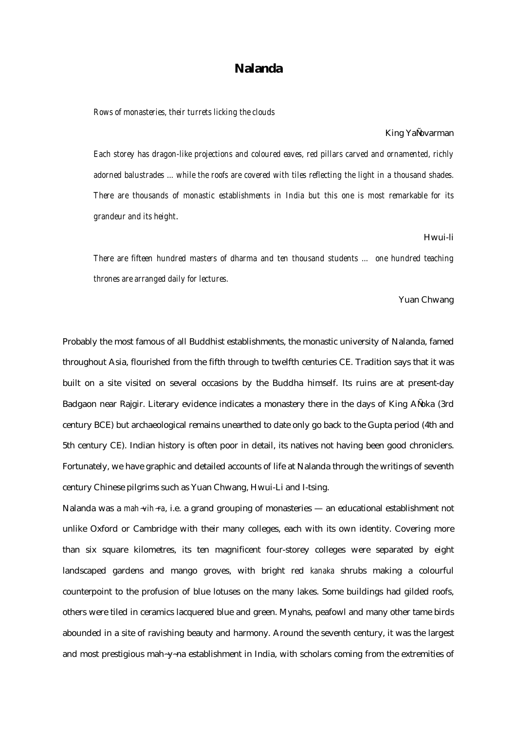# Nalanda

*Rows of monasteries, their turrets licking the clouds*

King YaÑovarman

*Each storey has dragon-like projections and coloured eaves, red pillars carved and ornamented, richly adorned balustrades ... while the roofs are covered with tiles reflecting the light in a thousand shades. There are thousands of monastic establishments in India but this one is most remarkable for its grandeur and its height*.

Hwui-li

*There are fifteen hundred masters of dharma and ten thousand students ... one hundred teaching thrones are arranged daily for lectures.*

Yuan Chwang

Probably the most famous of all Buddhist establishments, the monastic university of Nalanda, famed throughout Asia, flourished from the fifth through to twelfth centuries CE. Tradition says that it was built on a site visited on several occasions by the Buddha himself. Its ruins are at present-day Badgaon near Rajgir. Literary evidence indicates a monastery there in the days of King AÑoka (3rd century BCE) but archaeological remains unearthed to date only go back to the Gupta period (4th and 5th century CE). Indian history is often poor in detail, its natives not having been good chroniclers. Fortunately, we have graphic and detailed accounts of life at Nalanda through the writings of seventh century Chinese pilgrims such as Yuan Chwang, Hwui-Li and I-tsing.

Nalanda was a *mah~vih~ra*, i.e. a grand grouping of monasteries — an educational establishment not unlike Oxford or Cambridge with their many colleges, each with its own identity. Covering more than six square kilometres, its ten magnificent four-storey colleges were separated by eight landscaped gardens and mango groves, with bright red *kanaka* shrubs making a colourful counterpoint to the profusion of blue lotuses on the many lakes. Some buildings had gilded roofs, others were tiled in ceramics lacquered blue and green. Mynahs, peafowl and many other tame birds abounded in a site of ravishing beauty and harmony. Around the seventh century, it was the largest and most prestigious mah~y~na establishment in India, with scholars coming from the extremities of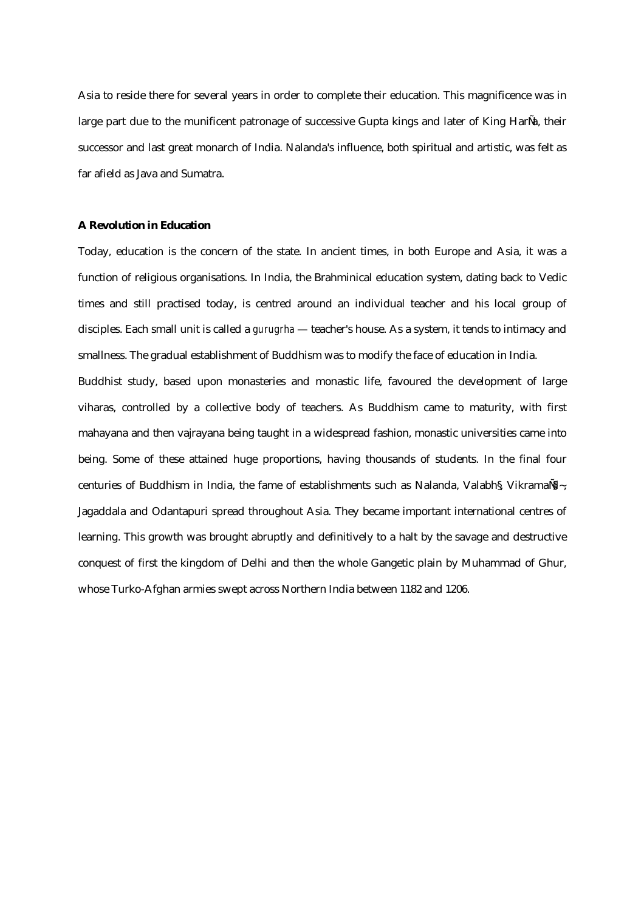Asia to reside there for several years in order to complete their education. This magnificence was in large part due to the munificent patronage of successive Gupta kings and later of King HarÑa, their successor and last great monarch of India. Nalanda's influence, both spiritual and artistic, was felt as far afield as Java and Sumatra.

**A Revolution in Education**

Today, education is the concern of the state. In ancient times, in both Europe and Asia, it was a function of religious organisations. In India, the Brahminical education system, dating back to Vedic times and still practised today, is centred around an individual teacher and his local group of disciples. Each small unit is called a *gurugrha* — teacher's house. As a system, it tends to intimacy and smallness. The gradual establishment of Buddhism was to modify the face of education in India.

Buddhist study, based upon monasteries and monastic life, favoured the development of large viharas, controlled by a collective body of teachers. As Buddhism came to maturity, with first mahayana and then vajrayana being taught in a widespread fashion, monastic universities came into being. Some of these attained huge proportions, having thousands of students. In the final four centuries of Buddhism in India, the fame of establishments such as Nalanda, Valabh§, VikramaÑ§¬, Jagaddala and Odantapuri spread throughout Asia. They became important international centres of learning. This growth was brought abruptly and definitively to a halt by the savage and destructive conquest of first the kingdom of Delhi and then the whole Gangetic plain by Muhammad of Ghur, whose Turko-Afghan armies swept across Northern India between 1182 and 1206.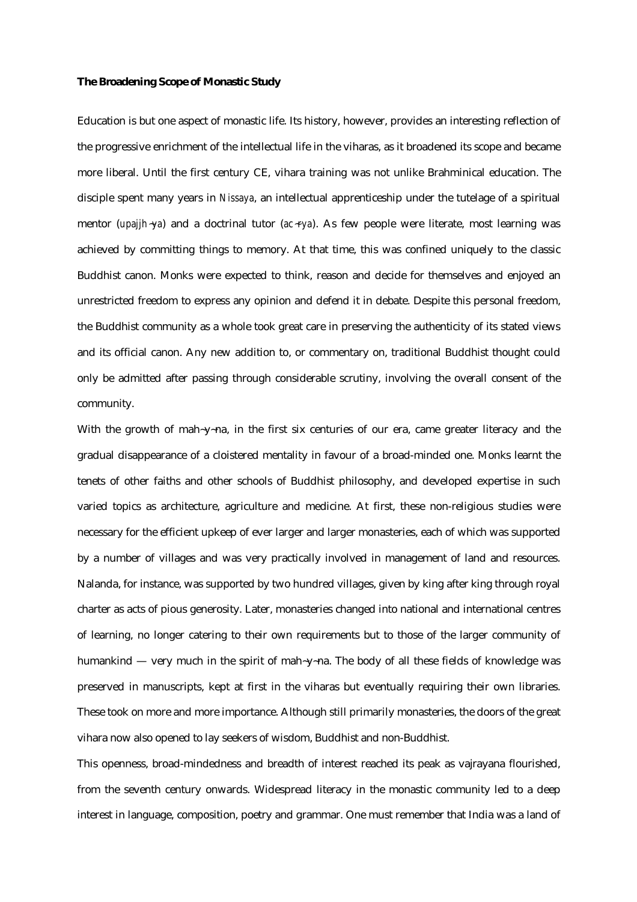**The Broadening Scope of Monastic Study**

Education is but one aspect of monastic life. Its history, however, provides an interesting reflection of the progressive enrichment of the intellectual life in the viharas, as it broadened its scope and became more liberal. Until the first century CE, vihara training was not unlike Brahminical education. The disciple spent many years in *Nissaya*, an intellectual apprenticeship under the tutelage of a spiritual mentor (*upajjh¬ya*) and a doctrinal tutor (*ac÷rya*). As few people were literate, most learning was achieved by committing things to memory. At that time, this was confined uniquely to the classic Buddhist canon. Monks were expected to think, reason and decide for themselves and enjoyed an unrestricted freedom to express any opinion and defend it in debate. Despite this personal freedom, the Buddhist community as a whole took great care in preserving the authenticity of its stated views and its official canon. Any new addition to, or commentary on, traditional Buddhist thought could only be admitted after passing through considerable scrutiny, involving the overall consent of the community.

With the growth of mah¬y¬na, in the first six centuries of our era, came greater literacy and the gradual disappearance of a cloistered mentality in favour of a broad-minded one. Monks learnt the tenets of other faiths and other schools of Buddhist philosophy, and developed expertise in such varied topics as architecture, agriculture and medicine. At first, these non-religious studies were necessary for the efficient upkeep of ever larger and larger monasteries, each of which was supported by a number of villages and was very practically involved in management of land and resources. Nalanda, for instance, was supported by two hundred villages, given by king after king through royal charter as acts of pious generosity. Later, monasteries changed into national and international centres of learning, no longer catering to their own requirements but to those of the larger community of humankind — very much in the spirit of mah¬y¬na. The body of all these fields of knowledge was preserved in manuscripts, kept at first in the viharas but eventually requiring their own libraries. These took on more and more importance. Although still primarily monasteries, the doors of the great vihara now also opened to lay seekers of wisdom, Buddhist and non-Buddhist.

This openness, broad-mindedness and breadth of interest reached its peak as vajrayana flourished, from the seventh century onwards. Widespread literacy in the monastic community led to a deep interest in language, composition, poetry and grammar. One must remember that India was a land of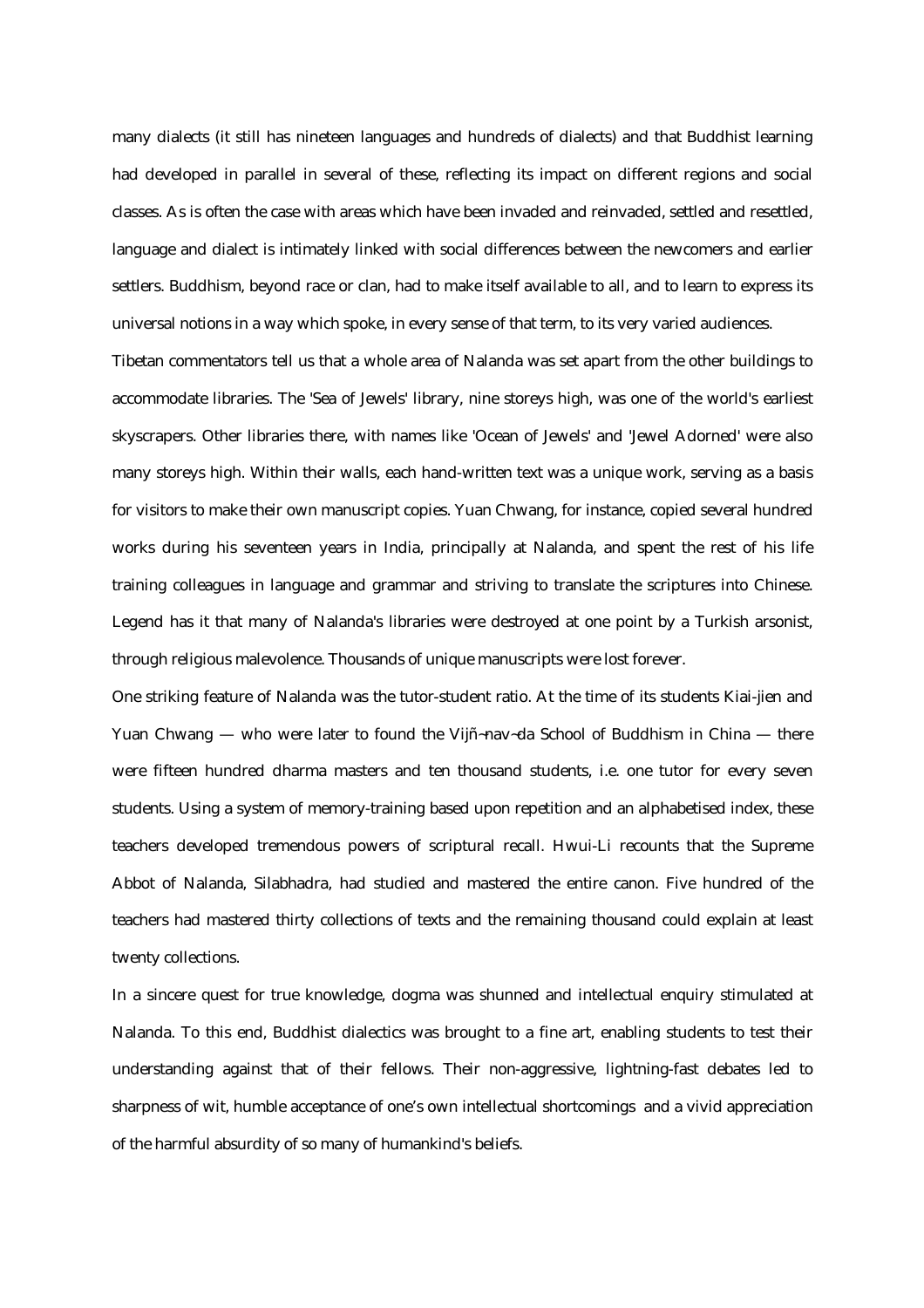many dialects (it still has nineteen languages and hundreds of dialects) and that Buddhist learning had developed in parallel in several of these, reflecting its impact on different regions and social classes. As is often the case with areas which have been invaded and reinvaded, settled and resettled, language and dialect is intimately linked with social differences between the newcomers and earlier settlers. Buddhism, beyond race or clan, had to make itself available to all, and to learn to express its universal notions in a way which spoke, in every sense of that term, to its very varied audiences.

Tibetan commentators tell us that a whole area of Nalanda was set apart from the other buildings to accommodate libraries. The 'Sea of Jewels' library, nine storeys high, was one of the world's earliest skyscrapers. Other libraries there, with names like 'Ocean of Jewels' and 'Jewel Adorned' were also many storeys high. Within their walls, each hand-written text was a unique work, serving as a basis for visitors to make their own manuscript copies. Yuan Chwang, for instance, copied several hundred works during his seventeen years in India, principally at Nalanda, and spent the rest of his life training colleagues in language and grammar and striving to translate the scriptures into Chinese. Legend has it that many of Nalanda's libraries were destroyed at one point by a Turkish arsonist, through religious malevolence. Thousands of unique manuscripts were lost forever.

One striking feature of Nalanda was the tutor-student ratio. At the time of its students Kiai-jien and Yuan Chwang — who were later to found the Vijñ¬nav¬da School of Buddhism in China — there were fifteen hundred dharma masters and ten thousand students, i.e. one tutor for every seven students. Using a system of memory-training based upon repetition and an alphabetised index, these teachers developed tremendous powers of scriptural recall. Hwui-Li recounts that the Supreme Abbot of Nalanda, Silabhadra, had studied and mastered the entire canon. Five hundred of the teachers had mastered thirty collections of texts and the remaining thousand could explain at least twenty collections.

In a sincere quest for true knowledge, dogma was shunned and intellectual enquiry stimulated at Nalanda. To this end, Buddhist dialectics was brought to a fine art, enabling students to test their understanding against that of their fellows. Their non-aggressive, lightning-fast debates led to sharpness of wit, humble acceptance of one's own intellectual shortcomings and a vivid appreciation of the harmful absurdity of so many of humankind's beliefs.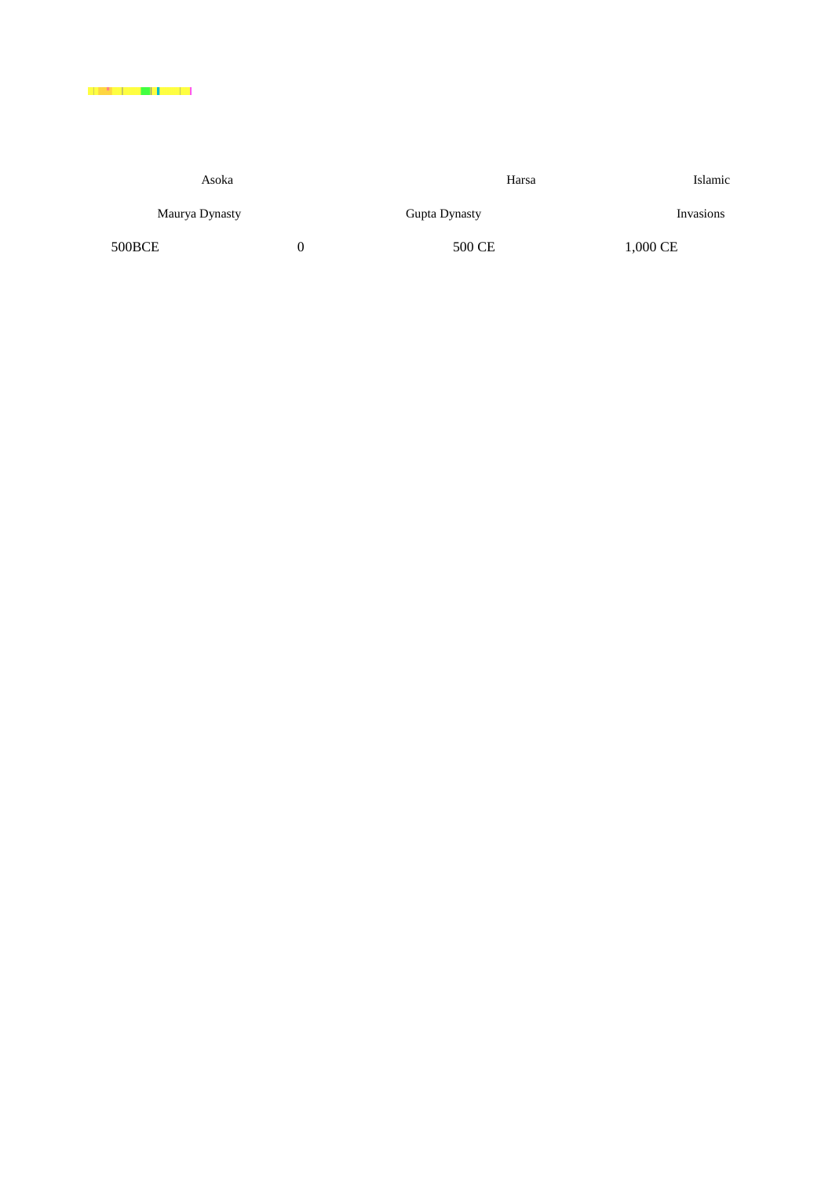Asoka

Harsa

Islamic

Maurya Dynasty

Gupta Dynasty

Invasions

500BCE

0

500 CE

1,000 CE